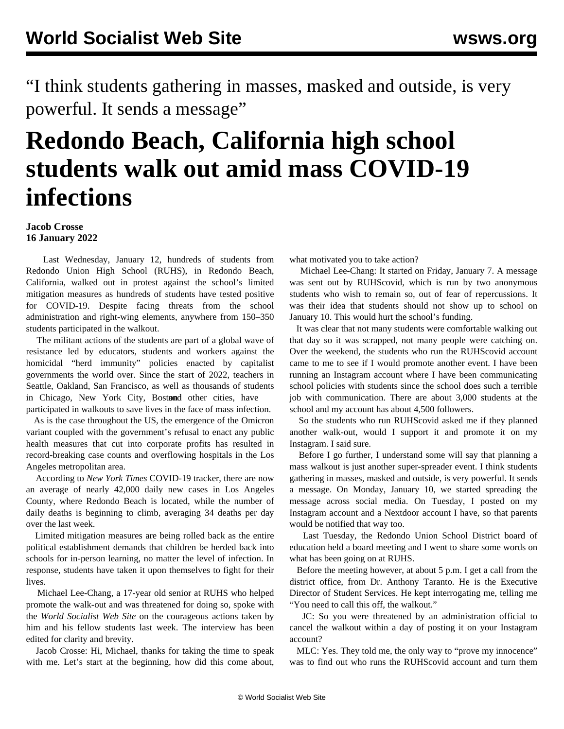“I think students gathering in masses, masked and outside, is very powerful. It sends a message”

# Redondo Beach, California high school students walk out amid mass COVID-19 infections

**Jacob Crosse**
**16 January 2022**

Last Wednesday, January 12, hundreds of students from Redondo Union High School (RUHS), in Redondo Beach, California, walked out in protest against the school’s limited mitigation measures as hundreds of students have tested positive for COVID-19. Despite facing threats from the school administration and right-wing elements, anywhere from 150–350 students participated in the walkout.

The militant actions of the students are part of a global wave of resistance led by educators, students and workers against the homicidal “herd immunity” policies enacted by capitalist governments the world over. Since the start of 2022, teachers in Seattle, Oakland, San Francisco, as well as thousands of students in Chicago, New York City, Boston and other cities, have participated in walkouts to save lives in the face of mass infection.

As is the case throughout the US, the emergence of the Omicron variant coupled with the government’s refusal to enact any public health measures that cut into corporate profits has resulted in record-breaking case counts and overflowing hospitals in the Los Angeles metropolitan area.

According to *New York Times* COVID-19 tracker, there are now an average of nearly 42,000 daily new cases in Los Angeles County, where Redondo Beach is located, while the number of daily deaths is beginning to climb, averaging 34 deaths per day over the last week.

Limited mitigation measures are being rolled back as the entire political establishment demands that children be herded back into schools for in-person learning, no matter the level of infection. In response, students have taken it upon themselves to fight for their lives.

Michael Lee-Chang, a 17-year old senior at RUHS who helped promote the walk-out and was threatened for doing so, spoke with the *World Socialist Web Site* on the courageous actions taken by him and his fellow students last week. The interview has been edited for clarity and brevity.

Jacob Crosse: Hi, Michael, thanks for taking the time to speak with me. Let’s start at the beginning, how did this come about, what motivated you to take action?

Michael Lee-Chang: It started on Friday, January 7. A message was sent out by RUHScovid, which is run by two anonymous students who wish to remain so, out of fear of repercussions. It was their idea that students should not show up to school on January 10. This would hurt the school’s funding.

It was clear that not many students were comfortable walking out that day so it was scrapped, not many people were catching on. Over the weekend, the students who run the RUHScovid account came to me to see if I would promote another event. I have been running an Instagram account where I have been communicating school policies with students since the school does such a terrible job with communication. There are about 3,000 students at the school and my account has about 4,500 followers.

So the students who run RUHScovid asked me if they planned another walk-out, would I support it and promote it on my Instagram. I said sure.

Before I go further, I understand some will say that planning a mass walkout is just another super-spreader event. I think students gathering in masses, masked and outside, is very powerful. It sends a message. On Monday, January 10, we started spreading the message across social media. On Tuesday, I posted on my Instagram account and a Nextdoor account I have, so that parents would be notified that way too.

Last Tuesday, the Redondo Union School District board of education held a board meeting and I went to share some words on what has been going on at RUHS.

Before the meeting however, at about 5 p.m. I get a call from the district office, from Dr. Anthony Taranto. He is the Executive Director of Student Services. He kept interrogating me, telling me “You need to call this off, the walkout.”

JC: So you were threatened by an administration official to cancel the walkout within a day of posting it on your Instagram account?

MLC: Yes. They told me, the only way to “prove my innocence” was to find out who runs the RUHScovid account and turn them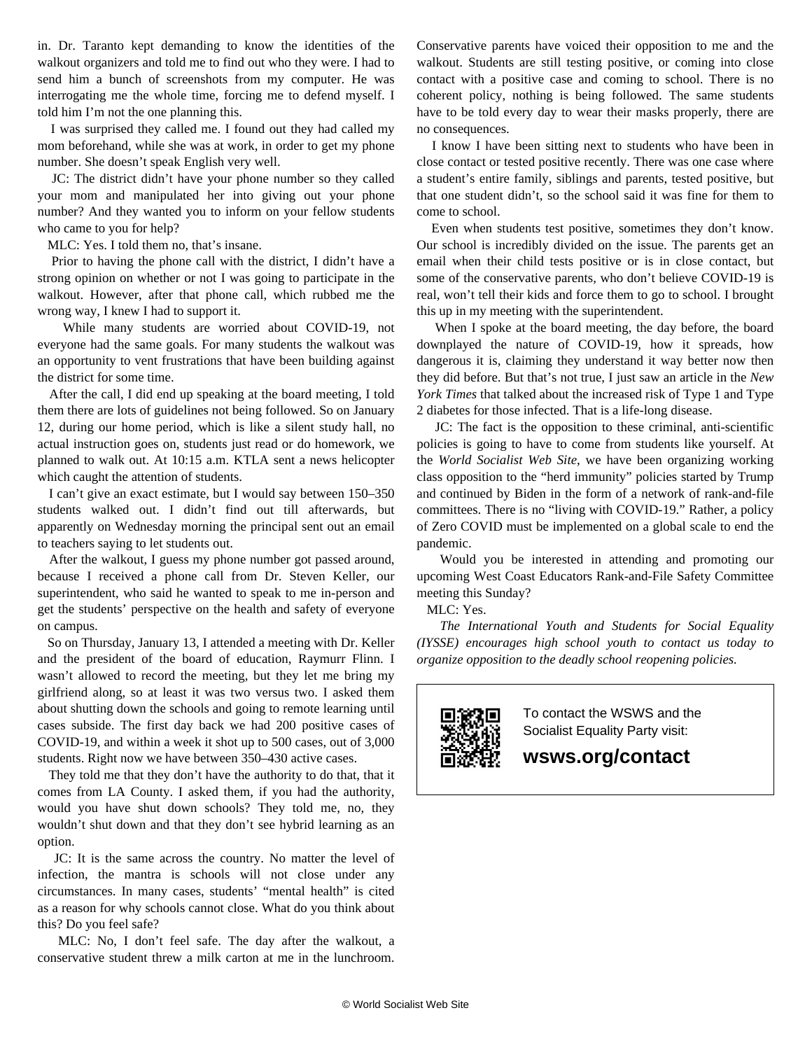in. Dr. Taranto kept demanding to know the identities of the walkout organizers and told me to find out who they were. I had to send him a bunch of screenshots from my computer. He was interrogating me the whole time, forcing me to defend myself. I told him I'm not the one planning this.

I was surprised they called me. I found out they had called my mom beforehand, while she was at work, in order to get my phone number. She doesn't speak English very well.

JC: The district didn't have your phone number so they called your mom and manipulated her into giving out your phone number? And they wanted you to inform on your fellow students who came to you for help?

MLC: Yes. I told them no, that's insane.

Prior to having the phone call with the district, I didn't have a strong opinion on whether or not I was going to participate in the walkout. However, after that phone call, which rubbed me the wrong way, I knew I had to support it.

While many students are worried about COVID-19, not everyone had the same goals. For many students the walkout was an opportunity to vent frustrations that have been building against the district for some time.

After the call, I did end up speaking at the board meeting, I told them there are lots of guidelines not being followed. So on January 12, during our home period, which is like a silent study hall, no actual instruction goes on, students just read or do homework, we planned to walk out. At 10:15 a.m. KTLA sent a news helicopter which caught the attention of students.

I can't give an exact estimate, but I would say between 150–350 students walked out. I didn't find out till afterwards, but apparently on Wednesday morning the principal sent out an email to teachers saying to let students out.

After the walkout, I guess my phone number got passed around, because I received a phone call from Dr. Steven Keller, our superintendent, who said he wanted to speak to me in-person and get the students' perspective on the health and safety of everyone on campus.

So on Thursday, January 13, I attended a meeting with Dr. Keller and the president of the board of education, Raymurr Flinn. I wasn't allowed to record the meeting, but they let me bring my girlfriend along, so at least it was two versus two. I asked them about shutting down the schools and going to remote learning until cases subside. The first day back we had 200 positive cases of COVID-19, and within a week it shot up to 500 cases, out of 3,000 students. Right now we have between 350–430 active cases.

They told me that they don't have the authority to do that, that it comes from LA County. I asked them, if you had the authority, would you have shut down schools? They told me, no, they wouldn't shut down and that they don't see hybrid learning as an option.

JC: It is the same across the country. No matter the level of infection, the mantra is schools will not close under any circumstances. In many cases, students' "mental health" is cited as a reason for why schools cannot close. What do you think about this? Do you feel safe?

MLC: No, I don't feel safe. The day after the walkout, a conservative student threw a milk carton at me in the lunchroom. Conservative parents have voiced their opposition to me and the walkout. Students are still testing positive, or coming into close contact with a positive case and coming to school. There is no coherent policy, nothing is being followed. The same students have to be told every day to wear their masks properly, there are no consequences.

I know I have been sitting next to students who have been in close contact or tested positive recently. There was one case where a student's entire family, siblings and parents, tested positive, but that one student didn't, so the school said it was fine for them to come to school.

Even when students test positive, sometimes they don't know. Our school is incredibly divided on the issue. The parents get an email when their child tests positive or is in close contact, but some of the conservative parents, who don't believe COVID-19 is real, won't tell their kids and force them to go to school. I brought this up in my meeting with the superintendent.

When I spoke at the board meeting, the day before, the board downplayed the nature of COVID-19, how it spreads, how dangerous it is, claiming they understand it way better now then they did before. But that's not true, I just saw an article in the *New York Times* that talked about the increased risk of Type 1 and Type 2 diabetes for those infected. That is a life-long disease.

JC: The fact is the opposition to these criminal, anti-scientific policies is going to have to come from students like yourself. At the *World Socialist Web Site*, we have been organizing working class opposition to the "herd immunity" policies started by Trump and continued by Biden in the form of a network of rank-and-file committees. There is no "living with COVID-19." Rather, a policy of Zero COVID must be implemented on a global scale to end the pandemic.

Would you be interested in attending and promoting our upcoming West Coast Educators Rank-and-File Safety Committee meeting this Sunday?

MLC: Yes.

*The International Youth and Students for Social Equality (IYSSE) encourages high school youth to contact us today to organize opposition to the deadly school reopening policies.*

To contact the WSWS and the Socialist Equality Party visit:

**wsws.org/contact**